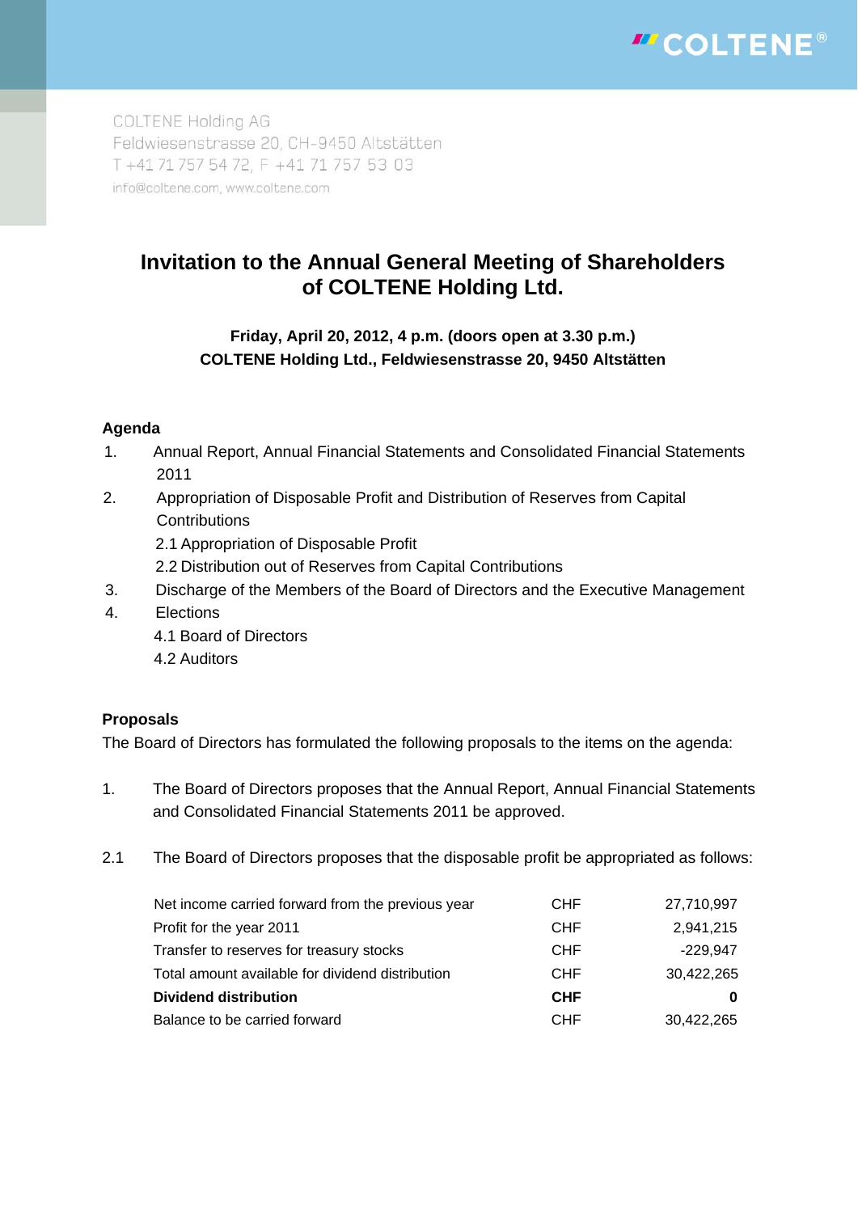COLTENE Holding AG
Feldwiesenstrasse 20, CH-9450 Altstätten
T +41 71 757 54 72, F +41 71 757 53 03
info@coltene.com, www.coltene.com

# Invitation to the Annual General Meeting of Shareholders of COLTENE Holding Ltd.

**Friday, April 20, 2012, 4 p.m. (doors open at 3.30 p.m.)**
**COLTENE Holding Ltd., Feldwiesenstrasse 20, 9450 Altstätten**

## Agenda

1. Annual Report, Annual Financial Statements and Consolidated Financial Statements 2011
2. Appropriation of Disposable Profit and Distribution of Reserves from Capital Contributions
   - 2.1 Appropriation of Disposable Profit
   - 2.2 Distribution out of Reserves from Capital Contributions
3. Discharge of the Members of the Board of Directors and the Executive Management
4. Elections
   - 4.1 Board of Directors
   - 4.2 Auditors

## Proposals

The Board of Directors has formulated the following proposals to the items on the agenda:

1. The Board of Directors proposes that the Annual Report, Annual Financial Statements and Consolidated Financial Statements 2011 be approved.

2.1 The Board of Directors proposes that the disposable profit be appropriated as follows:

| | | |
|---|---|---|
| Net income carried forward from the previous year | CHF | 27,710,997 |
| Profit for the year 2011 | CHF | 2,941,215 |
| Transfer to reserves for treasury stocks | CHF | -229,947 |
| Total amount available for dividend distribution | CHF | 30,422,265 |
| **Dividend distribution** | **CHF** | **0** |
| Balance to be carried forward | CHF | 30,422,265 |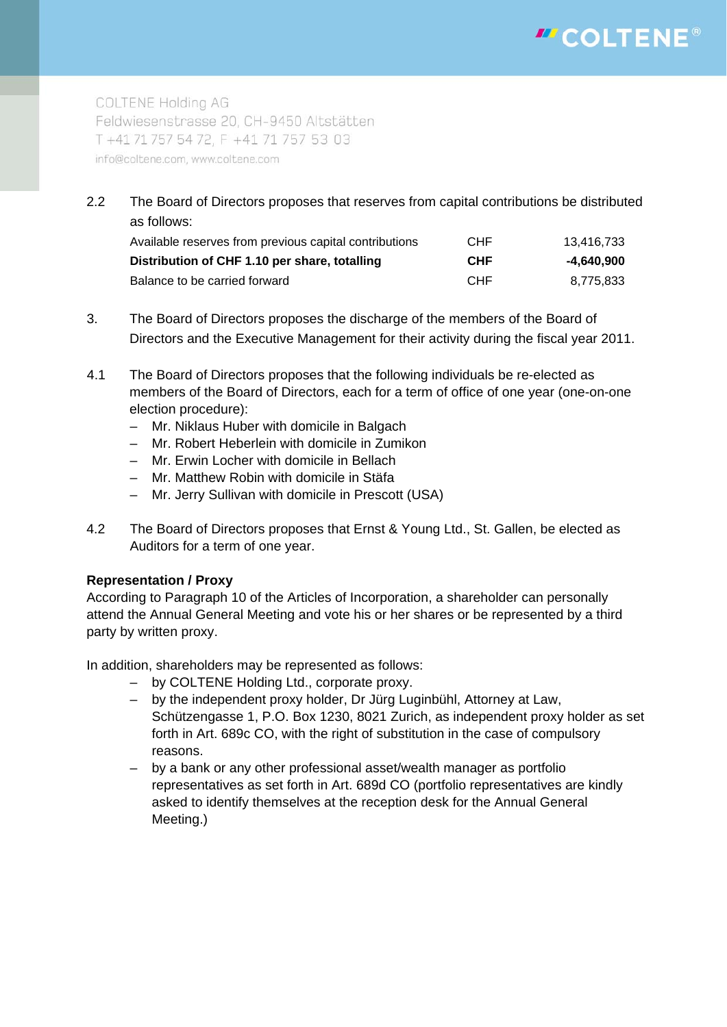COLTENE Holding AG
Feldwiesenstrasse 20, CH-9450 Altstätten
T +41 71 757 54 72, F +41 71 757 53 03
info@coltene.com, www.coltene.com

2.2 The Board of Directors proposes that reserves from capital contributions be distributed as follows:

| | | |
|---|---|---|
| Available reserves from previous capital contributions | CHF | 13,416,733 |
| **Distribution of CHF 1.10 per share, totalling** | **CHF** | **-4,640,900** |
| Balance to be carried forward | CHF | 8,775,833 |

3. The Board of Directors proposes the discharge of the members of the Board of Directors and the Executive Management for their activity during the fiscal year 2011.

4.1 The Board of Directors proposes that the following individuals be re-elected as members of the Board of Directors, each for a term of office of one year (one-on-one election procedure):
- Mr. Niklaus Huber with domicile in Balgach
- Mr. Robert Heberlein with domicile in Zumikon
- Mr. Erwin Locher with domicile in Bellach
- Mr. Matthew Robin with domicile in Stäfa
- Mr. Jerry Sullivan with domicile in Prescott (USA)

4.2 The Board of Directors proposes that Ernst & Young Ltd., St. Gallen, be elected as Auditors for a term of one year.

**Representation / Proxy**
According to Paragraph 10 of the Articles of Incorporation, a shareholder can personally attend the Annual General Meeting and vote his or her shares or be represented by a third party by written proxy.

In addition, shareholders may be represented as follows:
- by COLTENE Holding Ltd., corporate proxy.
- by the independent proxy holder, Dr Jürg Luginbühl, Attorney at Law, Schützengasse 1, P.O. Box 1230, 8021 Zurich, as independent proxy holder as set forth in Art. 689c CO, with the right of substitution in the case of compulsory reasons.
- by a bank or any other professional asset/wealth manager as portfolio representatives as set forth in Art. 689d CO (portfolio representatives are kindly asked to identify themselves at the reception desk for the Annual General Meeting.)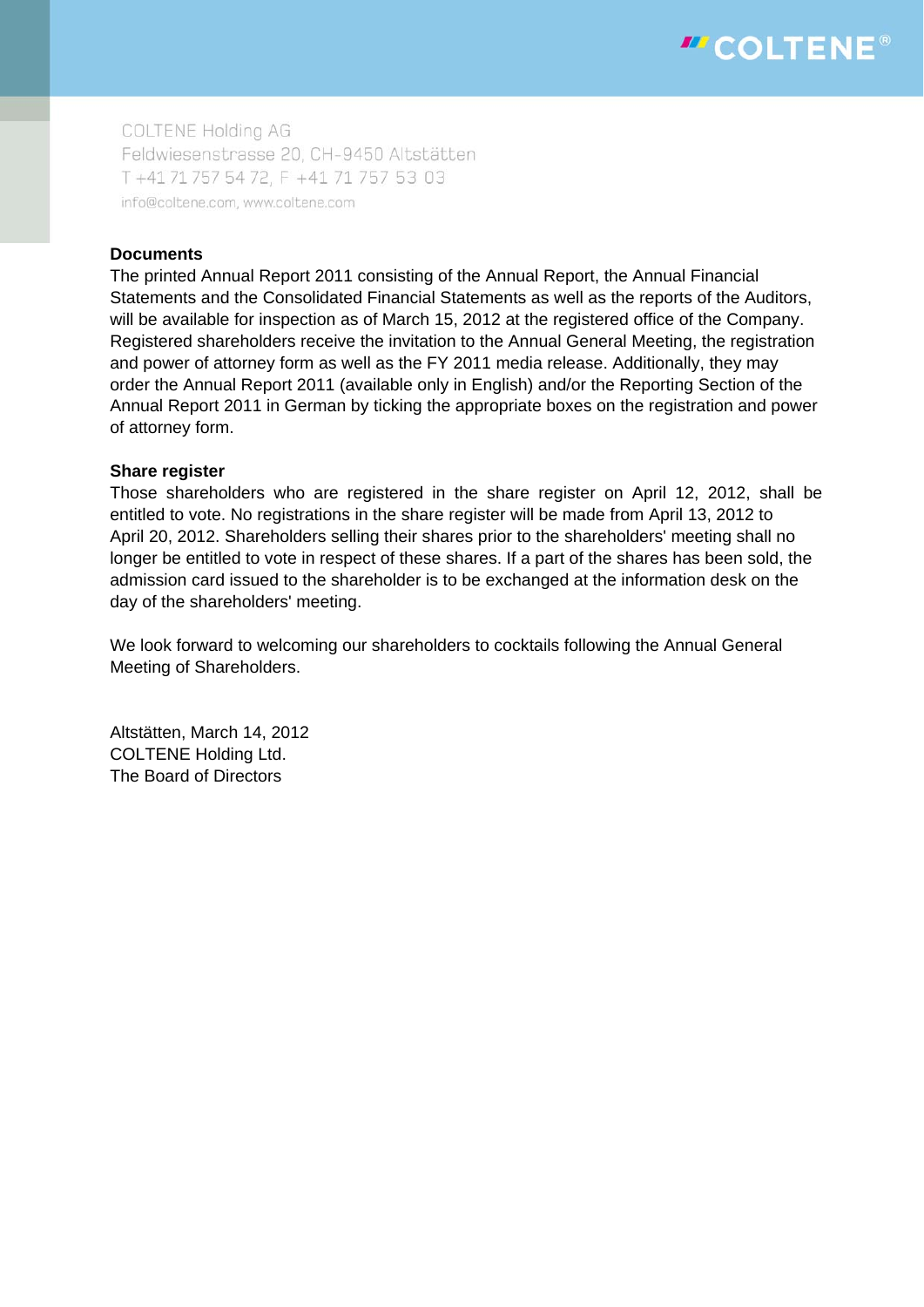COLTENE Holding AG
Feldwiesenstrasse 20, CH-9450 Altstätten
T +41 71 757 54 72, F +41 71 757 53 03
info@coltene.com, www.coltene.com

**Documents**
The printed Annual Report 2011 consisting of the Annual Report, the Annual Financial Statements and the Consolidated Financial Statements as well as the reports of the Auditors, will be available for inspection as of March 15, 2012 at the registered office of the Company. Registered shareholders receive the invitation to the Annual General Meeting, the registration and power of attorney form as well as the FY 2011 media release. Additionally, they may order the Annual Report 2011 (available only in English) and/or the Reporting Section of the Annual Report 2011 in German by ticking the appropriate boxes on the registration and power of attorney form.

**Share register**
Those shareholders who are registered in the share register on April 12, 2012, shall be entitled to vote. No registrations in the share register will be made from April 13, 2012 to April 20, 2012. Shareholders selling their shares prior to the shareholders' meeting shall no longer be entitled to vote in respect of these shares. If a part of the shares has been sold, the admission card issued to the shareholder is to be exchanged at the information desk on the day of the shareholders' meeting.

We look forward to welcoming our shareholders to cocktails following the Annual General Meeting of Shareholders.

Altstätten, March 14, 2012
COLTENE Holding Ltd.
The Board of Directors